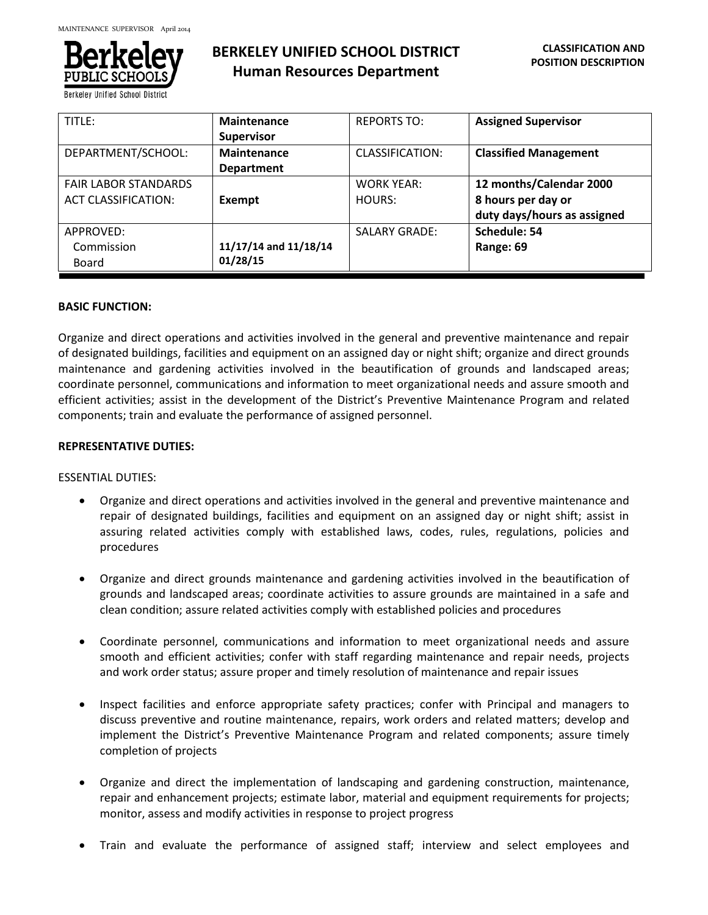# BERKELEY UNIFIED SCHOOL DISTRICT
## Human Resources Department

**CLASSIFICATION AND POSITION DESCRIPTION**

| TITLE: | **Maintenance Supervisor** | REPORTS TO: | **Assigned Supervisor** |
|---|---|---|---|
| DEPARTMENT/SCHOOL: | **Maintenance Department** | CLASSIFICATION: | **Classified Management** |
| FAIR LABOR STANDARDS ACT CLASSIFICATION: | **Exempt** | WORK YEAR: HOURS: | **12 months/Calendar 2000 8 hours per day or duty days/hours as assigned** |
| APPROVED: Commission Board | **11/17/14 and 11/18/14 01/28/15** | SALARY GRADE: | **Schedule: 54 Range: 69** |

**BASIC FUNCTION:**

Organize and direct operations and activities involved in the general and preventive maintenance and repair of designated buildings, facilities and equipment on an assigned day or night shift; organize and direct grounds maintenance and gardening activities involved in the beautification of grounds and landscaped areas; coordinate personnel, communications and information to meet organizational needs and assure smooth and efficient activities; assist in the development of the District's Preventive Maintenance Program and related components; train and evaluate the performance of assigned personnel.

**REPRESENTATIVE DUTIES:**

ESSENTIAL DUTIES:

- Organize and direct operations and activities involved in the general and preventive maintenance and repair of designated buildings, facilities and equipment on an assigned day or night shift; assist in assuring related activities comply with established laws, codes, rules, regulations, policies and procedures

- Organize and direct grounds maintenance and gardening activities involved in the beautification of grounds and landscaped areas; coordinate activities to assure grounds are maintained in a safe and clean condition; assure related activities comply with established policies and procedures

- Coordinate personnel, communications and information to meet organizational needs and assure smooth and efficient activities; confer with staff regarding maintenance and repair needs, projects and work order status; assure proper and timely resolution of maintenance and repair issues

- Inspect facilities and enforce appropriate safety practices; confer with Principal and managers to discuss preventive and routine maintenance, repairs, work orders and related matters; develop and implement the District's Preventive Maintenance Program and related components; assure timely completion of projects

- Organize and direct the implementation of landscaping and gardening construction, maintenance, repair and enhancement projects; estimate labor, material and equipment requirements for projects; monitor, assess and modify activities in response to project progress

- Train and evaluate the performance of assigned staff; interview and select employees and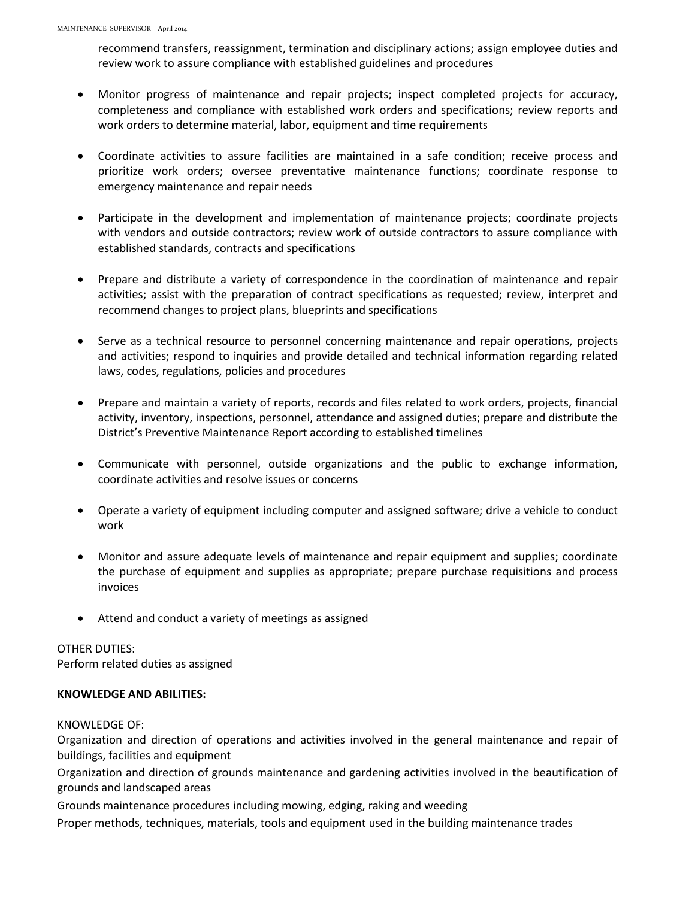recommend transfers, reassignment, termination and disciplinary actions; assign employee duties and review work to assure compliance with established guidelines and procedures

- Monitor progress of maintenance and repair projects; inspect completed projects for accuracy, completeness and compliance with established work orders and specifications; review reports and work orders to determine material, labor, equipment and time requirements

- Coordinate activities to assure facilities are maintained in a safe condition; receive process and prioritize work orders; oversee preventative maintenance functions; coordinate response to emergency maintenance and repair needs

- Participate in the development and implementation of maintenance projects; coordinate projects with vendors and outside contractors; review work of outside contractors to assure compliance with established standards, contracts and specifications

- Prepare and distribute a variety of correspondence in the coordination of maintenance and repair activities; assist with the preparation of contract specifications as requested; review, interpret and recommend changes to project plans, blueprints and specifications

- Serve as a technical resource to personnel concerning maintenance and repair operations, projects and activities; respond to inquiries and provide detailed and technical information regarding related laws, codes, regulations, policies and procedures

- Prepare and maintain a variety of reports, records and files related to work orders, projects, financial activity, inventory, inspections, personnel, attendance and assigned duties; prepare and distribute the District's Preventive Maintenance Report according to established timelines

- Communicate with personnel, outside organizations and the public to exchange information, coordinate activities and resolve issues or concerns

- Operate a variety of equipment including computer and assigned software; drive a vehicle to conduct work

- Monitor and assure adequate levels of maintenance and repair equipment and supplies; coordinate the purchase of equipment and supplies as appropriate; prepare purchase requisitions and process invoices

- Attend and conduct a variety of meetings as assigned

OTHER DUTIES:
Perform related duties as assigned

**KNOWLEDGE AND ABILITIES:**

KNOWLEDGE OF:
Organization and direction of operations and activities involved in the general maintenance and repair of buildings, facilities and equipment
Organization and direction of grounds maintenance and gardening activities involved in the beautification of grounds and landscaped areas
Grounds maintenance procedures including mowing, edging, raking and weeding
Proper methods, techniques, materials, tools and equipment used in the building maintenance trades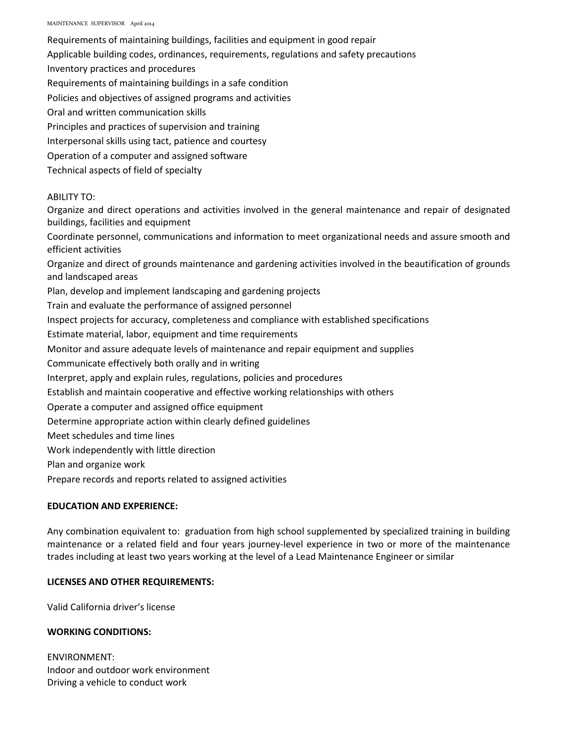Requirements of maintaining buildings, facilities and equipment in good repair
Applicable building codes, ordinances, requirements, regulations and safety precautions
Inventory practices and procedures
Requirements of maintaining buildings in a safe condition
Policies and objectives of assigned programs and activities
Oral and written communication skills
Principles and practices of supervision and training
Interpersonal skills using tact, patience and courtesy
Operation of a computer and assigned software
Technical aspects of field of specialty

ABILITY TO:
Organize and direct operations and activities involved in the general maintenance and repair of designated buildings, facilities and equipment
Coordinate personnel, communications and information to meet organizational needs and assure smooth and efficient activities
Organize and direct of grounds maintenance and gardening activities involved in the beautification of grounds and landscaped areas
Plan, develop and implement landscaping and gardening projects
Train and evaluate the performance of assigned personnel
Inspect projects for accuracy, completeness and compliance with established specifications
Estimate material, labor, equipment and time requirements
Monitor and assure adequate levels of maintenance and repair equipment and supplies
Communicate effectively both orally and in writing
Interpret, apply and explain rules, regulations, policies and procedures
Establish and maintain cooperative and effective working relationships with others
Operate a computer and assigned office equipment
Determine appropriate action within clearly defined guidelines
Meet schedules and time lines
Work independently with little direction
Plan and organize work
Prepare records and reports related to assigned activities

**EDUCATION AND EXPERIENCE:**

Any combination equivalent to: graduation from high school supplemented by specialized training in building maintenance or a related field and four years journey-level experience in two or more of the maintenance trades including at least two years working at the level of a Lead Maintenance Engineer or similar

**LICENSES AND OTHER REQUIREMENTS:**

Valid California driver's license

**WORKING CONDITIONS:**

ENVIRONMENT:
Indoor and outdoor work environment
Driving a vehicle to conduct work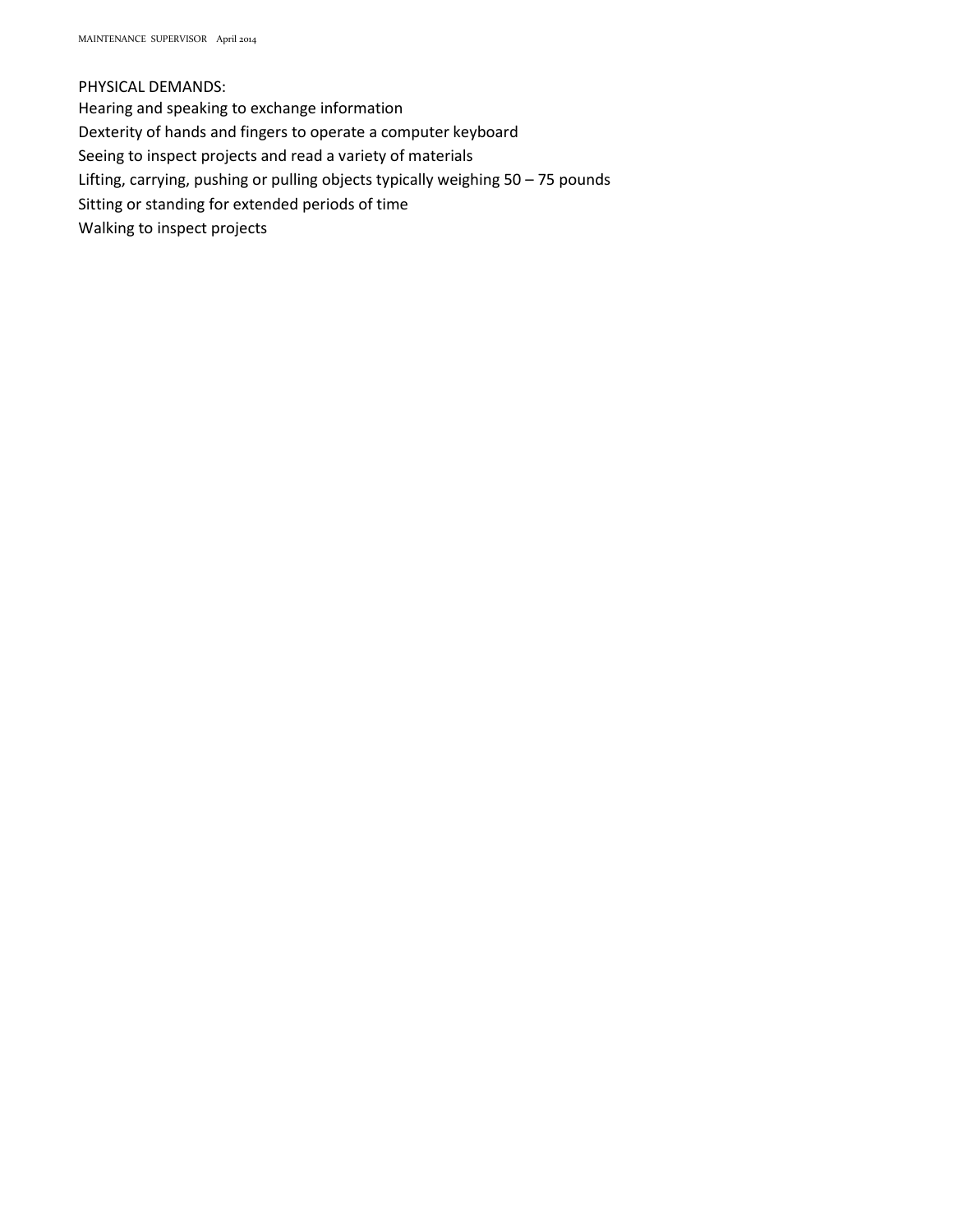PHYSICAL DEMANDS:

Hearing and speaking to exchange information

Dexterity of hands and fingers to operate a computer keyboard

Seeing to inspect projects and read a variety of materials

Lifting, carrying, pushing or pulling objects typically weighing 50 – 75 pounds

Sitting or standing for extended periods of time

Walking to inspect projects